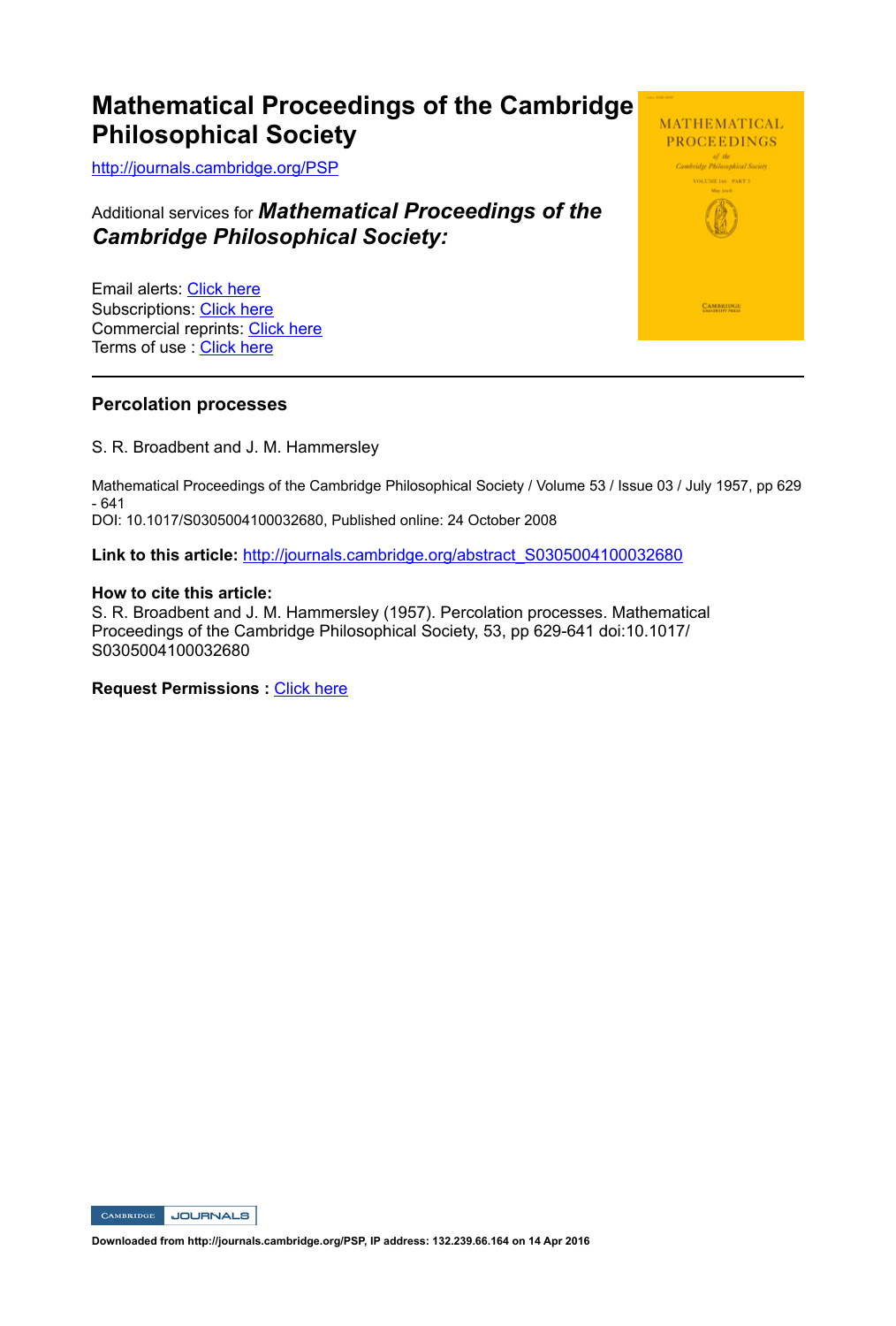# Mathematical Proceedings of the Cambridge Philosophical Society

http://journals.cambridge.org/PSP

Additional services for ***Mathematical Proceedings of the Cambridge Philosophical Society:***

Email alerts: Click here
Subscriptions: Click here
Commercial reprints: Click here
Terms of use : Click here

---

## Percolation processes

S. R. Broadbent and J. M. Hammersley

Mathematical Proceedings of the Cambridge Philosophical Society / Volume 53 / Issue 03 / July 1957, pp 629 - 641
DOI: 10.1017/S0305004100032680, Published online: 24 October 2008

**Link to this article:** http://journals.cambridge.org/abstract_S0305004100032680

**How to cite this article:**
S. R. Broadbent and J. M. Hammersley (1957). Percolation processes. Mathematical Proceedings of the Cambridge Philosophical Society, 53, pp 629-641 doi:10.1017/S0305004100032680

**Request Permissions :** Click here

**Downloaded from http://journals.cambridge.org/PSP, IP address: 132.239.66.164 on 14 Apr 2016**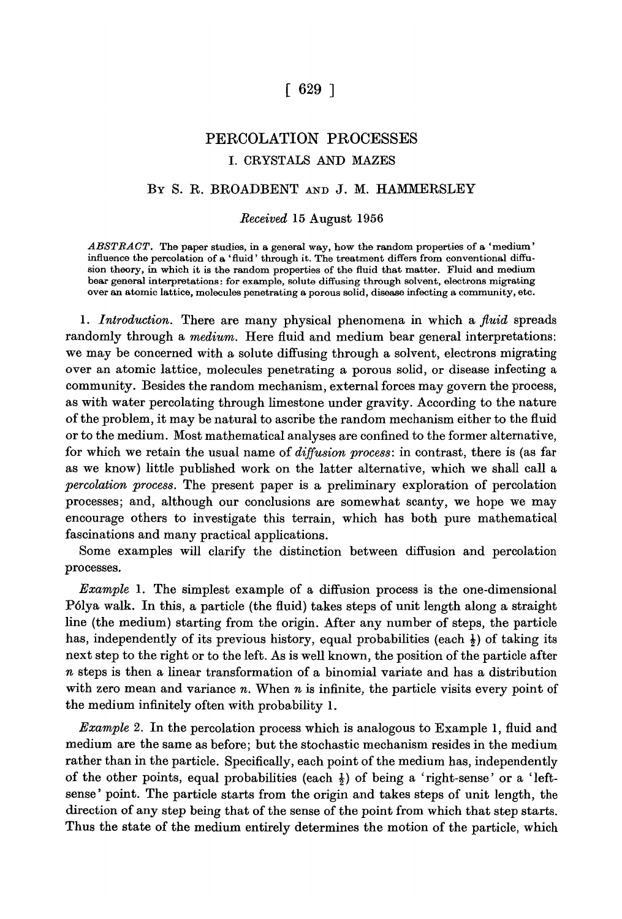# PERCOLATION PROCESSES

## I. CRYSTALS AND MAZES

By S. R. BROADBENT and J. M. HAMMERSLEY

*Received* 15 August 1956

*ABSTRACT.* The paper studies, in a general way, how the random properties of a 'medium' influence the percolation of a 'fluid' through it. The treatment differs from conventional diffusion theory, in which it is the random properties of the fluid that matter. Fluid and medium bear general interpretations: for example, solute diffusing through solvent, electrons migrating over an atomic lattice, molecules penetrating a porous solid, disease infecting a community, etc.

1. *Introduction.* There are many physical phenomena in which a *fluid* spreads randomly through a *medium*. Here fluid and medium bear general interpretations: we may be concerned with a solute diffusing through a solvent, electrons migrating over an atomic lattice, molecules penetrating a porous solid, or disease infecting a community. Besides the random mechanism, external forces may govern the process, as with water percolating through limestone under gravity. According to the nature of the problem, it may be natural to ascribe the random mechanism either to the fluid or to the medium. Most mathematical analyses are confined to the former alternative, for which we retain the usual name of *diffusion process*: in contrast, there is (as far as we know) little published work on the latter alternative, which we shall call a *percolation process*. The present paper is a preliminary exploration of percolation processes; and, although our conclusions are somewhat scanty, we hope we may encourage others to investigate this terrain, which has both pure mathematical fascinations and many practical applications.

Some examples will clarify the distinction between diffusion and percolation processes.

*Example* 1. The simplest example of a diffusion process is the one-dimensional Pólya walk. In this, a particle (the fluid) takes steps of unit length along a straight line (the medium) starting from the origin. After any number of steps, the particle has, independently of its previous history, equal probabilities (each $\frac{1}{2}$) of taking its next step to the right or to the left. As is well known, the position of the particle after $n$ steps is then a linear transformation of a binomial variate and has a distribution with zero mean and variance $n$. When $n$ is infinite, the particle visits every point of the medium infinitely often with probability 1.

*Example* 2. In the percolation process which is analogous to Example 1, fluid and medium are the same as before; but the stochastic mechanism resides in the medium rather than in the particle. Specifically, each point of the medium has, independently of the other points, equal probabilities (each $\frac{1}{2}$) of being a 'right-sense' or a 'left-sense' point. The particle starts from the origin and takes steps of unit length, the direction of any step being that of the sense of the point from which that step starts. Thus the state of the medium entirely determines the motion of the particle, which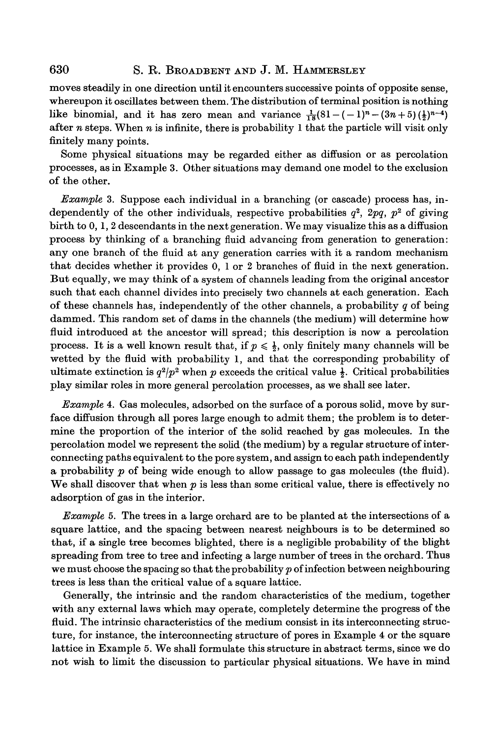moves steadily in one direction until it encounters successive points of opposite sense, whereupon it oscillates between them. The distribution of terminal position is nothing like binomial, and it has zero mean and variance $\frac{1}{18}(81-(-1)^n-(3n+5)(\frac{1}{2})^{n-4})$ after $n$ steps. When $n$ is infinite, there is probability 1 that the particle will visit only finitely many points.

Some physical situations may be regarded either as diffusion or as percolation processes, as in Example 3. Other situations may demand one model to the exclusion of the other.

*Example* 3. Suppose each individual in a branching (or cascade) process has, independently of the other individuals, respective probabilities $q^2$, $2pq$, $p^2$ of giving birth to 0, 1, 2 descendants in the next generation. We may visualize this as a diffusion process by thinking of a branching fluid advancing from generation to generation: any one branch of the fluid at any generation carries with it a random mechanism that decides whether it provides 0, 1 or 2 branches of fluid in the next generation. But equally, we may think of a system of channels leading from the original ancestor such that each channel divides into precisely two channels at each generation. Each of these channels has, independently of the other channels, a probability $q$ of being dammed. This random set of dams in the channels (the medium) will determine how fluid introduced at the ancestor will spread; this description is now a percolation process. It is a well known result that, if $p \leqslant \frac{1}{2}$, only finitely many channels will be wetted by the fluid with probability 1, and that the corresponding probability of ultimate extinction is $q^2/p^2$ when $p$ exceeds the critical value $\frac{1}{2}$. Critical probabilities play similar roles in more general percolation processes, as we shall see later.

*Example* 4. Gas molecules, adsorbed on the surface of a porous solid, move by surface diffusion through all pores large enough to admit them; the problem is to determine the proportion of the interior of the solid reached by gas molecules. In the percolation model we represent the solid (the medium) by a regular structure of interconnecting paths equivalent to the pore system, and assign to each path independently a probability $p$ of being wide enough to allow passage to gas molecules (the fluid). We shall discover that when $p$ is less than some critical value, there is effectively no adsorption of gas in the interior.

*Example* 5. The trees in a large orchard are to be planted at the intersections of a square lattice, and the spacing between nearest neighbours is to be determined so that, if a single tree becomes blighted, there is a negligible probability of the blight spreading from tree to tree and infecting a large number of trees in the orchard. Thus we must choose the spacing so that the probability $p$ of infection between neighbouring trees is less than the critical value of a square lattice.

Generally, the intrinsic and the random characteristics of the medium, together with any external laws which may operate, completely determine the progress of the fluid. The intrinsic characteristics of the medium consist in its interconnecting structure, for instance, the interconnecting structure of pores in Example 4 or the square lattice in Example 5. We shall formulate this structure in abstract terms, since we do not wish to limit the discussion to particular physical situations. We have in mind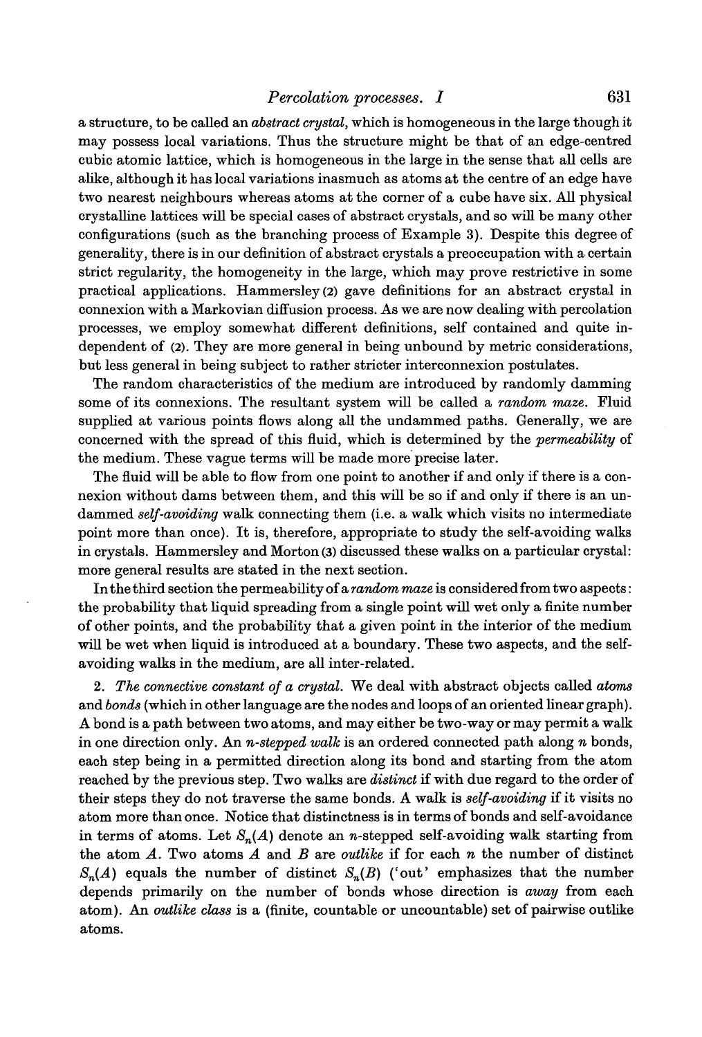a structure, to be called an *abstract crystal*, which is homogeneous in the large though it may possess local variations. Thus the structure might be that of an edge-centred cubic atomic lattice, which is homogeneous in the large in the sense that all cells are alike, although it has local variations inasmuch as atoms at the centre of an edge have two nearest neighbours whereas atoms at the corner of a cube have six. All physical crystalline lattices will be special cases of abstract crystals, and so will be many other configurations (such as the branching process of Example 3). Despite this degree of generality, there is in our definition of abstract crystals a preoccupation with a certain strict regularity, the homogeneity in the large, which may prove restrictive in some practical applications. Hammersley (2) gave definitions for an abstract crystal in connexion with a Markovian diffusion process. As we are now dealing with percolation processes, we employ somewhat different definitions, self contained and quite independent of (2). They are more general in being unbound by metric considerations, but less general in being subject to rather stricter interconnexion postulates.

The random characteristics of the medium are introduced by randomly damming some of its connexions. The resultant system will be called a *random maze*. Fluid supplied at various points flows along all the undammed paths. Generally, we are concerned with the spread of this fluid, which is determined by the *permeability* of the medium. These vague terms will be made more precise later.

The fluid will be able to flow from one point to another if and only if there is a connexion without dams between them, and this will be so if and only if there is an undammed *self-avoiding* walk connecting them (i.e. a walk which visits no intermediate point more than once). It is, therefore, appropriate to study the self-avoiding walks in crystals. Hammersley and Morton (3) discussed these walks on a particular crystal: more general results are stated in the next section.

In the third section the permeability of a *random maze* is considered from two aspects: the probability that liquid spreading from a single point will wet only a finite number of other points, and the probability that a given point in the interior of the medium will be wet when liquid is introduced at a boundary. These two aspects, and the self-avoiding walks in the medium, are all inter-related.

2. *The connective constant of a crystal.* We deal with abstract objects called *atoms* and *bonds* (which in other language are the nodes and loops of an oriented linear graph). A bond is a path between two atoms, and may either be two-way or may permit a walk in one direction only. An *n-stepped walk* is an ordered connected path along $n$ bonds, each step being in a permitted direction along its bond and starting from the atom reached by the previous step. Two walks are *distinct* if with due regard to the order of their steps they do not traverse the same bonds. A walk is *self-avoiding* if it visits no atom more than once. Notice that distinctness is in terms of bonds and self-avoidance in terms of atoms. Let $S_n(A)$ denote an $n$-stepped self-avoiding walk starting from the atom $A$. Two atoms $A$ and $B$ are *outlike* if for each $n$ the number of distinct $S_n(A)$ equals the number of distinct $S_n(B)$ ('out' emphasizes that the number depends primarily on the number of bonds whose direction is *away* from each atom). An *outlike class* is a (finite, countable or uncountable) set of pairwise outlike atoms.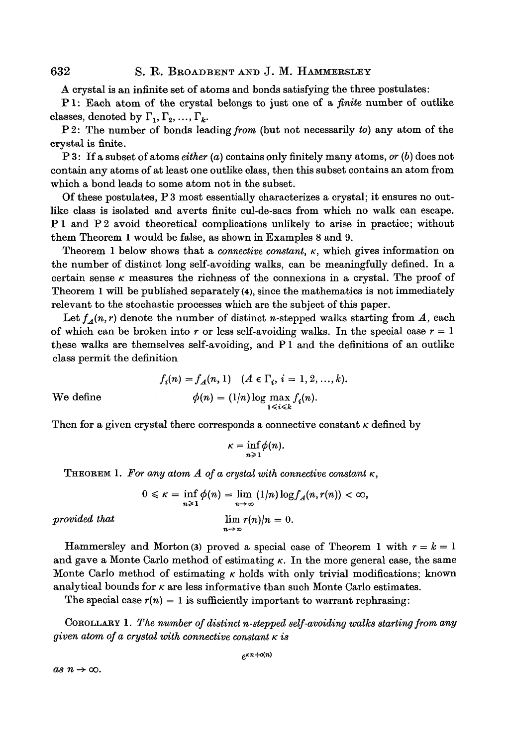A crystal is an infinite set of atoms and bonds satisfying the three postulates:

P 1: Each atom of the crystal belongs to just one of a *finite* number of outlike classes, denoted by $\Gamma_1, \Gamma_2, \ldots, \Gamma_k$.

P 2: The number of bonds leading *from* (but not necessarily *to*) any atom of the crystal is finite.

P 3: If a subset of atoms *either* (*a*) contains only finitely many atoms, *or* (*b*) does not contain any atoms of at least one outlike class, then this subset contains an atom from which a bond leads to some atom not in the subset.

Of these postulates, P 3 most essentially characterizes a crystal; it ensures no outlike class is isolated and averts finite cul-de-sacs from which no walk can escape. P 1 and P 2 avoid theoretical complications unlikely to arise in practice; without them Theorem 1 would be false, as shown in Examples 8 and 9.

Theorem 1 below shows that a *connective constant*, $\kappa$, which gives information on the number of distinct long self-avoiding walks, can be meaningfully defined. In a certain sense $\kappa$ measures the richness of the connexions in a crystal. The proof of Theorem 1 will be published separately (4), since the mathematics is not immediately relevant to the stochastic processes which are the subject of this paper.

Let $f_A(n,r)$ denote the number of distinct $n$-stepped walks starting from $A$, each of which can be broken into $r$ or less self-avoiding walks. In the special case $r = 1$ these walks are themselves self-avoiding, and P 1 and the definitions of an outlike class permit the definition

$$f_i(n) = f_A(n,1) \quad (A \in \Gamma_i,\ i = 1, 2, \ldots, k).$$

We define

$$\phi(n) = (1/n) \log \max_{1 \leqslant i \leqslant k} f_i(n).$$

Then for a given crystal there corresponds a connective constant $\kappa$ defined by

$$\kappa = \inf_{n \geqslant 1} \phi(n).$$

THEOREM 1. *For any atom $A$ of a crystal with connective constant $\kappa$,*

$$0 \leqslant \kappa = \inf_{n \geqslant 1} \phi(n) = \lim_{n \to \infty} (1/n) \log f_A(n, r(n)) < \infty,$$

*provided that*

$$\lim_{n \to \infty} r(n)/n = 0.$$

Hammersley and Morton (3) proved a special case of Theorem 1 with $r = k = 1$ and gave a Monte Carlo method of estimating $\kappa$. In the more general case, the same Monte Carlo method of estimating $\kappa$ holds with only trivial modifications; known analytical bounds for $\kappa$ are less informative than such Monte Carlo estimates.

The special case $r(n) = 1$ is sufficiently important to warrant rephrasing:

COROLLARY 1. *The number of distinct n-stepped self-avoiding walks starting from any given atom of a crystal with connective constant $\kappa$ is*

$$e^{\kappa n + o(n)}$$

*as $n \to \infty$.*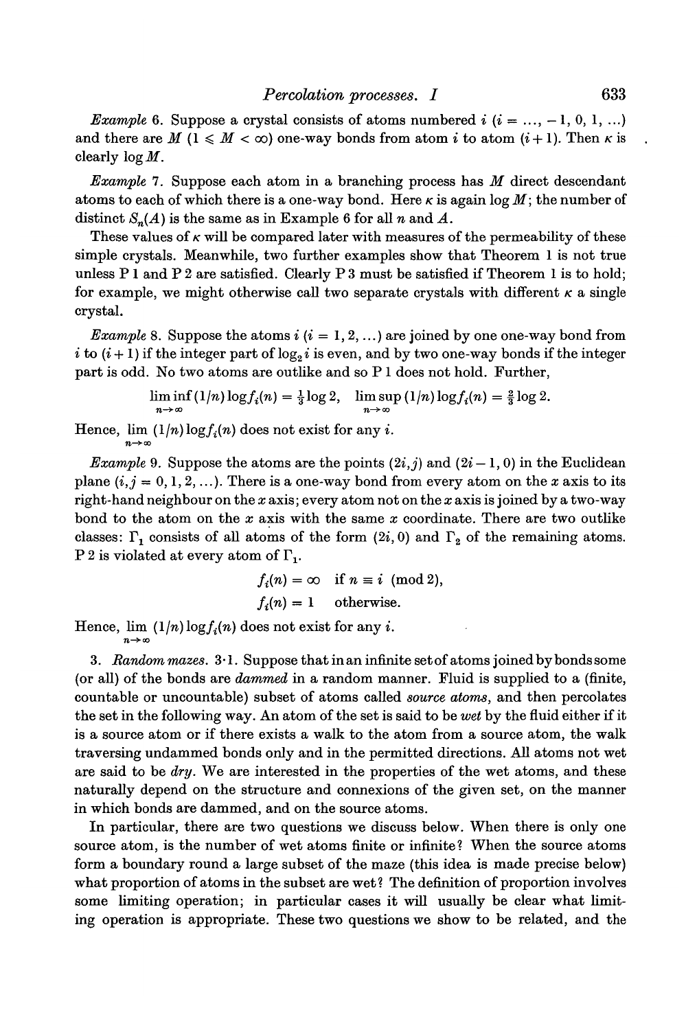*Example* 6. Suppose a crystal consists of atoms numbered $i$ ($i = \ldots, -1, 0, 1, \ldots$) and there are $M$ ($1 \leqslant M < \infty$) one-way bonds from atom $i$ to atom $(i+1)$. Then $\kappa$ is clearly $\log M$.

*Example* 7. Suppose each atom in a branching process has $M$ direct descendant atoms to each of which there is a one-way bond. Here $\kappa$ is again $\log M$; the number of distinct $S_n(A)$ is the same as in Example 6 for all $n$ and $A$.

These values of $\kappa$ will be compared later with measures of the permeability of these simple crystals. Meanwhile, two further examples show that Theorem 1 is not true unless P 1 and P 2 are satisfied. Clearly P 3 must be satisfied if Theorem 1 is to hold; for example, we might otherwise call two separate crystals with different $\kappa$ a single crystal.

*Example* 8. Suppose the atoms $i$ ($i = 1, 2, \ldots$) are joined by one one-way bond from $i$ to $(i+1)$ if the integer part of $\log_2 i$ is even, and by two one-way bonds if the integer part is odd. No two atoms are outlike and so P 1 does not hold. Further,

$$\liminf_{n\to\infty} (1/n) \log f_i(n) = \tfrac{1}{3}\log 2, \quad \limsup_{n\to\infty} (1/n) \log f_i(n) = \tfrac{2}{3}\log 2.$$

Hence, $\lim_{n\to\infty} (1/n) \log f_i(n)$ does not exist for any $i$.

*Example* 9. Suppose the atoms are the points $(2i, j)$ and $(2i-1, 0)$ in the Euclidean plane ($i, j = 0, 1, 2, \ldots$). There is a one-way bond from every atom on the $x$ axis to its right-hand neighbour on the $x$ axis; every atom not on the $x$ axis is joined by a two-way bond to the atom on the $x$ axis with the same $x$ coordinate. There are two outlike classes: $\Gamma_1$ consists of all atoms of the form $(2i, 0)$ and $\Gamma_2$ of the remaining atoms. P 2 is violated at every atom of $\Gamma_1$.

$$f_i(n) = \infty \quad \text{if } n \equiv i \pmod 2,$$
$$f_i(n) = 1 \quad \text{otherwise.}$$

Hence, $\lim_{n\to\infty} (1/n) \log f_i(n)$ does not exist for any $i$.

3. *Random mazes.* 3·1. Suppose that in an infinite set of atoms joined by bonds some (or all) of the bonds are *dammed* in a random manner. Fluid is supplied to a (finite, countable or uncountable) subset of atoms called *source atoms*, and then percolates the set in the following way. An atom of the set is said to be *wet* by the fluid either if it is a source atom or if there exists a walk to the atom from a source atom, the walk traversing undammed bonds only and in the permitted directions. All atoms not wet are said to be *dry*. We are interested in the properties of the wet atoms, and these naturally depend on the structure and connexions of the given set, on the manner in which bonds are dammed, and on the source atoms.

In particular, there are two questions we discuss below. When there is only one source atom, is the number of wet atoms finite or infinite? When the source atoms form a boundary round a large subset of the maze (this idea is made precise below) what proportion of atoms in the subset are wet? The definition of proportion involves some limiting operation; in particular cases it will usually be clear what limiting operation is appropriate. These two questions we show to be related, and the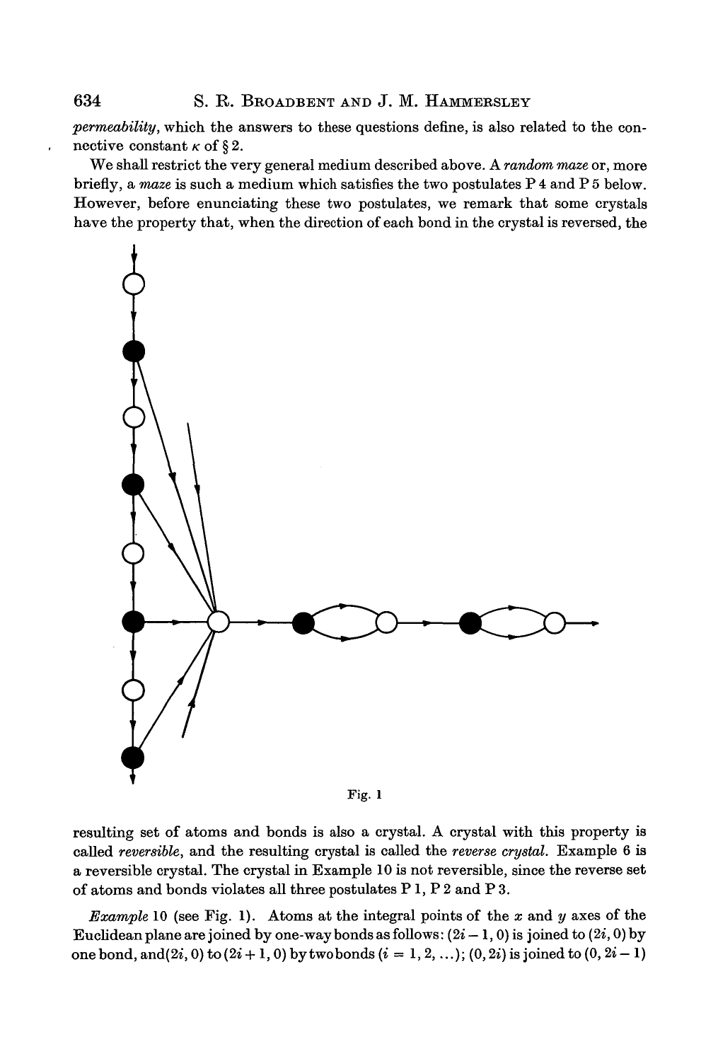*permeability*, which the answers to these questions define, is also related to the connective constant $\kappa$ of § 2.

We shall restrict the very general medium described above. A *random maze* or, more briefly, a *maze* is such a medium which satisfies the two postulates P 4 and P 5 below. However, before enunciating these two postulates, we remark that some crystals have the property that, when the direction of each bond in the crystal is reversed, the resulting set of atoms and bonds is also a crystal. A crystal with this property is called *reversible*, and the resulting crystal is called the *reverse crystal*. Example 6 is a reversible crystal. The crystal in Example 10 is not reversible, since the reverse set of atoms and bonds violates all three postulates P 1, P 2 and P 3.

Fig. 1

*Example* 10 (see Fig. 1). Atoms at the integral points of the $x$ and $y$ axes of the Euclidean plane are joined by one-way bonds as follows: $(2i-1, 0)$ is joined to $(2i, 0)$ by one bond, and $(2i, 0)$ to $(2i+1, 0)$ by two bonds ($i = 1, 2, \ldots$); $(0, 2i)$ is joined to $(0, 2i-1)$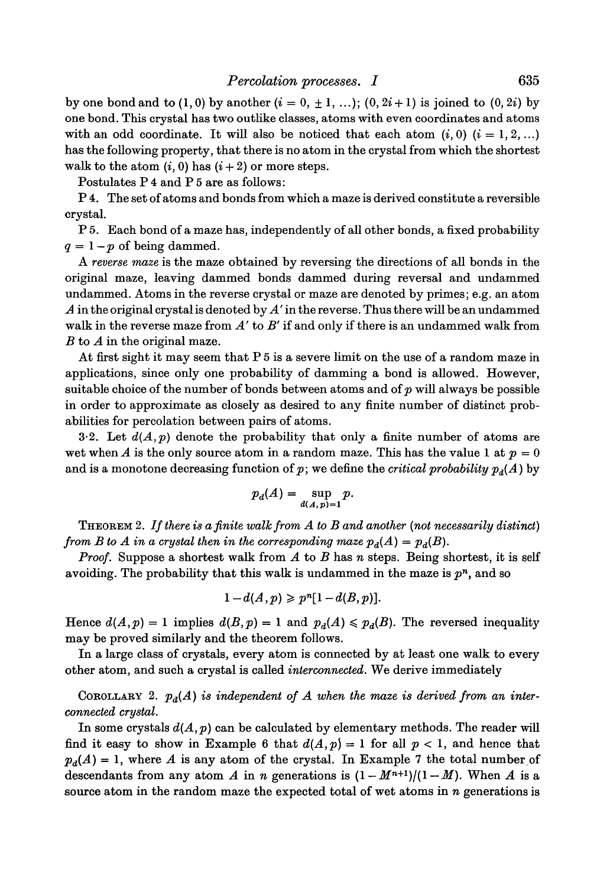by one bond and to $(1, 0)$ by another ($i = 0, \pm 1, \ldots$); $(0, 2i+1)$ is joined to $(0, 2i)$ by one bond. This crystal has two outlike classes, atoms with even coordinates and atoms with an odd coordinate. It will also be noticed that each atom $(i, 0)$ ($i = 1, 2, \ldots$) has the following property, that there is no atom in the crystal from which the shortest walk to the atom $(i, 0)$ has $(i+2)$ or more steps.

Postulates P 4 and P 5 are as follows:

P 4. The set of atoms and bonds from which a maze is derived constitute a reversible crystal.

P 5. Each bond of a maze has, independently of all other bonds, a fixed probability $q = 1-p$ of being dammed.

A *reverse maze* is the maze obtained by reversing the directions of all bonds in the original maze, leaving dammed bonds dammed during reversal and undammed undammed. Atoms in the reverse crystal or maze are denoted by primes; e.g. an atom $A$ in the original crystal is denoted by $A'$ in the reverse. Thus there will be an undammed walk in the reverse maze from $A'$ to $B'$ if and only if there is an undammed walk from $B$ to $A$ in the original maze.

At first sight it may seem that P 5 is a severe limit on the use of a random maze in applications, since only one probability of damming a bond is allowed. However, suitable choice of the number of bonds between atoms and of $p$ will always be possible in order to approximate as closely as desired to any finite number of distinct probabilities for percolation between pairs of atoms.

3·2. Let $d(A, p)$ denote the probability that only a finite number of atoms are wet when $A$ is the only source atom in a random maze. This has the value 1 at $p = 0$ and is a monotone decreasing function of $p$; we define the *critical probability* $p_d(A)$ by

$$p_d(A) = \sup_{d(A,p)=1} p.$$

THEOREM 2. *If there is a finite walk from $A$ to $B$ and another (not necessarily distinct) from $B$ to $A$ in a crystal then in the corresponding maze $p_d(A) = p_d(B)$.*

*Proof.* Suppose a shortest walk from $A$ to $B$ has $n$ steps. Being shortest, it is self avoiding. The probability that this walk is undammed in the maze is $p^n$, and so

$$1 - d(A,p) \geqslant p^n[1 - d(B,p)].$$

Hence $d(A,p) = 1$ implies $d(B,p) = 1$ and $p_d(A) \leqslant p_d(B)$. The reversed inequality may be proved similarly and the theorem follows.

In a large class of crystals, every atom is connected by at least one walk to every other atom, and such a crystal is called *interconnected*. We derive immediately

COROLLARY 2. *$p_d(A)$ is independent of $A$ when the maze is derived from an interconnected crystal.*

In some crystals $d(A,p)$ can be calculated by elementary methods. The reader will find it easy to show in Example 6 that $d(A,p) = 1$ for all $p < 1$, and hence that $p_d(A) = 1$, where $A$ is any atom of the crystal. In Example 7 the total number of descendants from any atom $A$ in $n$ generations is $(1 - M^{n+1})/(1 - M)$. When $A$ is a source atom in the random maze the expected total of wet atoms in $n$ generations is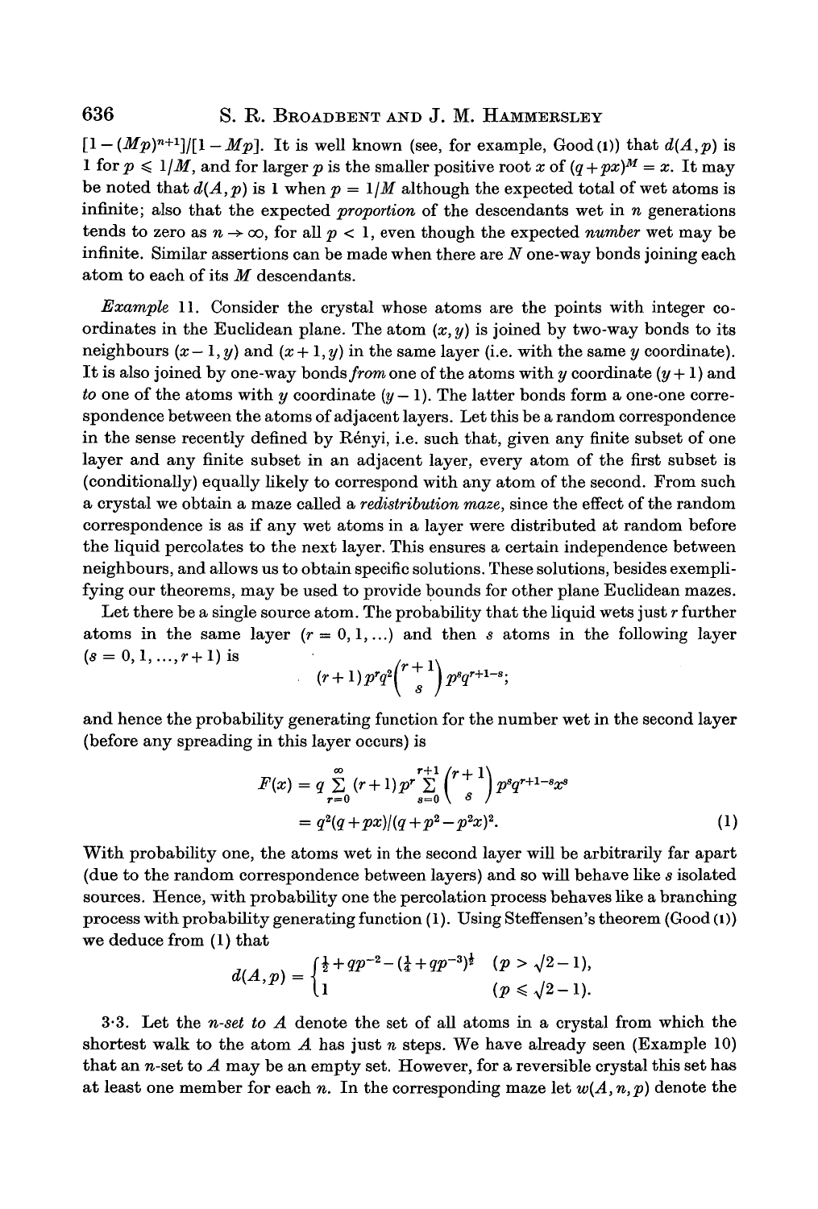$[1-(Mp)^{n+1}]/[1-Mp]$. It is well known (see, for example, Good (1)) that $d(A,p)$ is 1 for $p \leqslant 1/M$, and for larger $p$ is the smaller positive root $x$ of $(q+px)^M = x$. It may be noted that $d(A,p)$ is 1 when $p = 1/M$ although the expected total of wet atoms is infinite; also that the expected *proportion* of the descendants wet in $n$ generations tends to zero as $n \to \infty$, for all $p < 1$, even though the expected *number* wet may be infinite. Similar assertions can be made when there are $N$ one-way bonds joining each atom to each of its $M$ descendants.

*Example* 11. Consider the crystal whose atoms are the points with integer coordinates in the Euclidean plane. The atom $(x, y)$ is joined by two-way bonds to its neighbours $(x-1, y)$ and $(x+1, y)$ in the same layer (i.e. with the same $y$ coordinate). It is also joined by one-way bonds *from* one of the atoms with $y$ coordinate $(y+1)$ and *to* one of the atoms with $y$ coordinate $(y-1)$. The latter bonds form a one-one correspondence between the atoms of adjacent layers. Let this be a random correspondence in the sense recently defined by Rényi, i.e. such that, given any finite subset of one layer and any finite subset in an adjacent layer, every atom of the first subset is (conditionally) equally likely to correspond with any atom of the second. From such a crystal we obtain a maze called a *redistribution maze*, since the effect of the random correspondence is as if any wet atoms in a layer were distributed at random before the liquid percolates to the next layer. This ensures a certain independence between neighbours, and allows us to obtain specific solutions. These solutions, besides exemplifying our theorems, may be used to provide bounds for other plane Euclidean mazes.

Let there be a single source atom. The probability that the liquid wets just $r$ further atoms in the same layer $(r = 0, 1, \ldots)$ and then $s$ atoms in the following layer $(s = 0, 1, \ldots, r+1)$ is

$$(r+1)\, p^r q^2 \binom{r+1}{s} p^s q^{r+1-s};$$

and hence the probability generating function for the number wet in the second layer (before any spreading in this layer occurs) is

$$\begin{aligned} F(x) &= q \sum_{r=0}^{\infty} (r+1) p^r \sum_{s=0}^{r+1} \binom{r+1}{s} p^s q^{r+1-s} x^s \\ &= q^2 (q+px)/(q+p^2-p^2x)^2. \end{aligned} \tag{1}$$

With probability one, the atoms wet in the second layer will be arbitrarily far apart (due to the random correspondence between layers) and so will behave like $s$ isolated sources. Hence, with probability one the percolation process behaves like a branching process with probability generating function (1). Using Steffensen's theorem (Good (1)) we deduce from (1) that

$$d(A,p) = \begin{cases} \tfrac{1}{2} + qp^{-2} - (\tfrac{1}{4} + qp^{-3})^{\frac{1}{2}} & (p > \sqrt{2}-1), \\ 1 & (p \leqslant \sqrt{2}-1). \end{cases}$$

3·3. Let the *n-set to A* denote the set of all atoms in a crystal from which the shortest walk to the atom $A$ has just $n$ steps. We have already seen (Example 10) that an $n$-set to $A$ may be an empty set. However, for a reversible crystal this set has at least one member for each $n$. In the corresponding maze let $w(A, n, p)$ denote the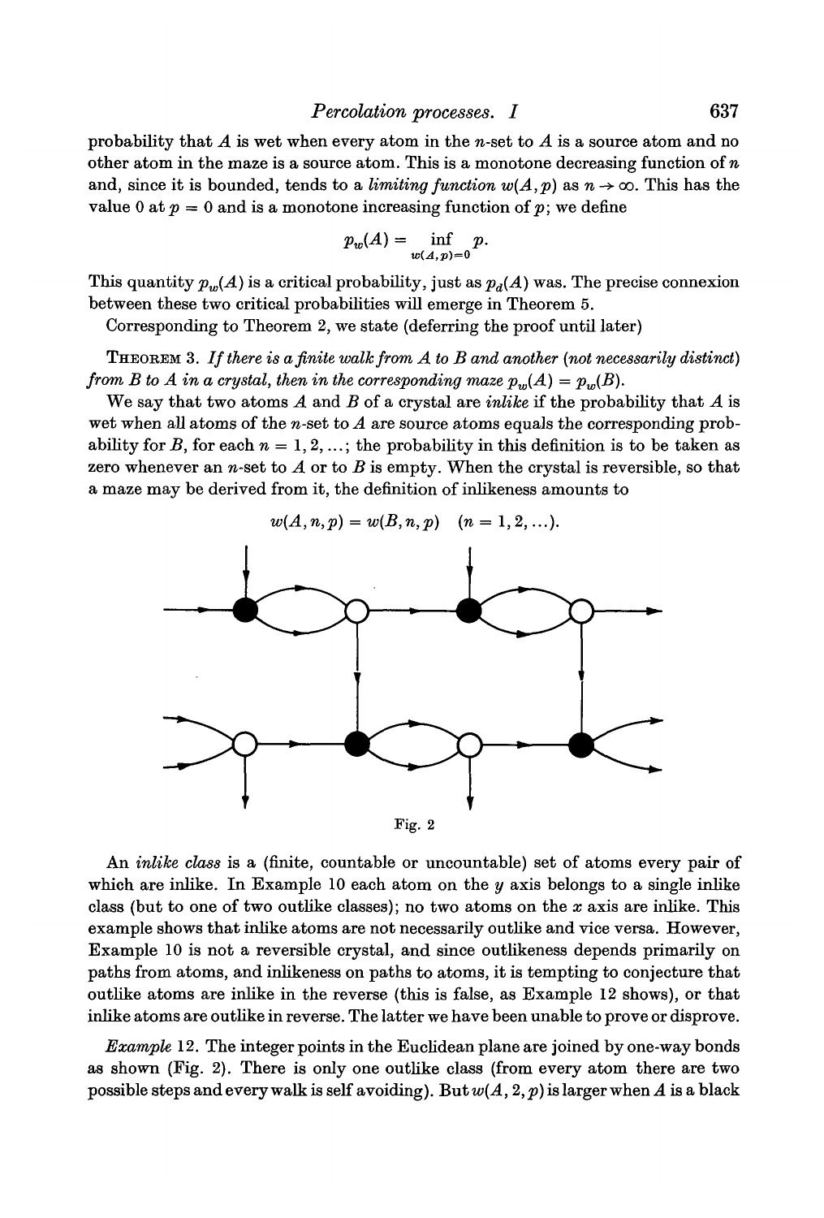probability that $A$ is wet when every atom in the $n$-set to $A$ is a source atom and no other atom in the maze is a source atom. This is a monotone decreasing function of $n$ and, since it is bounded, tends to a *limiting function* $w(A,p)$ as $n \to \infty$. This has the value 0 at $p = 0$ and is a monotone increasing function of $p$; we define

$$p_w(A) = \inf_{w(A,p)=0} p.$$

This quantity $p_w(A)$ is a critical probability, just as $p_d(A)$ was. The precise connexion between these two critical probabilities will emerge in Theorem 5.

Corresponding to Theorem 2, we state (deferring the proof until later)

THEOREM 3. *If there is a finite walk from $A$ to $B$ and another (not necessarily distinct) from $B$ to $A$ in a crystal, then in the corresponding maze $p_w(A) = p_w(B)$.*

We say that two atoms $A$ and $B$ of a crystal are *inlike* if the probability that $A$ is wet when all atoms of the $n$-set to $A$ are source atoms equals the corresponding probability for $B$, for each $n = 1, 2, \ldots$; the probability in this definition is to be taken as zero whenever an $n$-set to $A$ or to $B$ is empty. When the crystal is reversible, so that a maze may be derived from it, the definition of inlikeness amounts to

$$w(A,n,p) = w(B,n,p) \quad (n = 1, 2, \ldots).$$

Fig. 2

An *inlike class* is a (finite, countable or uncountable) set of atoms every pair of which are inlike. In Example 10 each atom on the $y$ axis belongs to a single inlike class (but to one of two outlike classes); no two atoms on the $x$ axis are inlike. This example shows that inlike atoms are not necessarily outlike and vice versa. However, Example 10 is not a reversible crystal, and since outlikeness depends primarily on paths from atoms, and inlikeness on paths to atoms, it is tempting to conjecture that outlike atoms are inlike in the reverse (this is false, as Example 12 shows), or that inlike atoms are outlike in reverse. The latter we have been unable to prove or disprove.

*Example* 12. The integer points in the Euclidean plane are joined by one-way bonds as shown (Fig. 2). There is only one outlike class (from every atom there are two possible steps and every walk is self avoiding). But $w(A, 2, p)$ is larger when $A$ is a black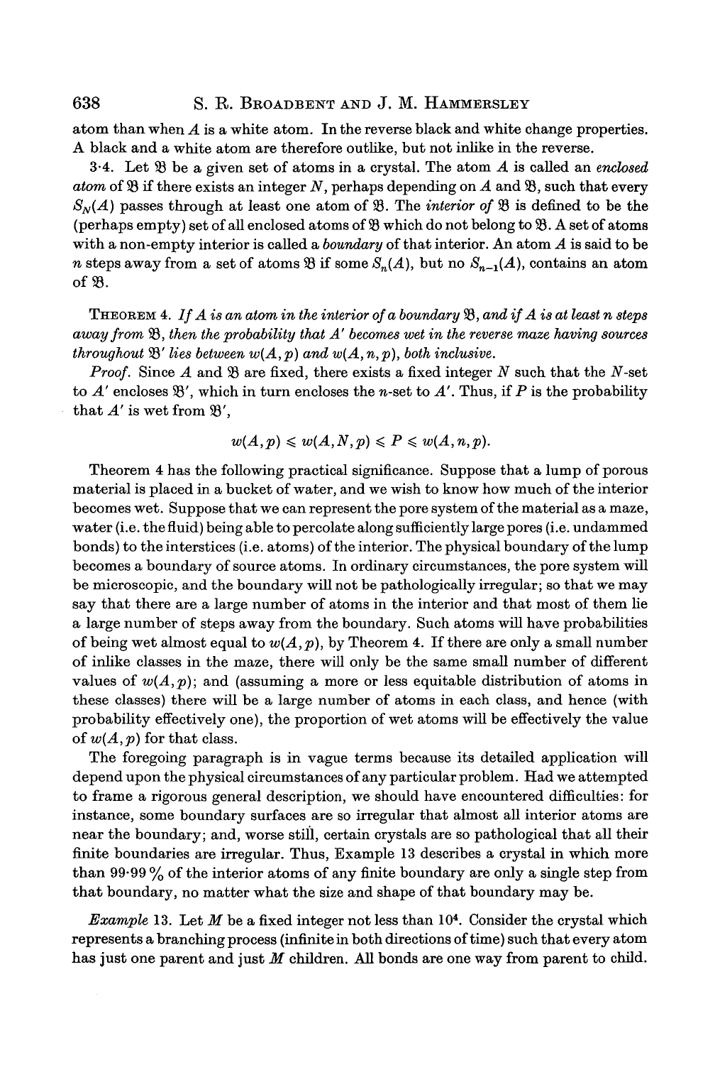atom than when $A$ is a white atom. In the reverse black and white change properties. A black and a white atom are therefore outlike, but not inlike in the reverse.

3·4. Let $\mathfrak{B}$ be a given set of atoms in a crystal. The atom $A$ is called an *enclosed atom* of $\mathfrak{B}$ if there exists an integer $N$, perhaps depending on $A$ and $\mathfrak{B}$, such that every $S_N(A)$ passes through at least one atom of $\mathfrak{B}$. The *interior of* $\mathfrak{B}$ is defined to be the (perhaps empty) set of all enclosed atoms of $\mathfrak{B}$ which do not belong to $\mathfrak{B}$. A set of atoms with a non-empty interior is called a *boundary* of that interior. An atom $A$ is said to be $n$ steps away from a set of atoms $\mathfrak{B}$ if some $S_n(A)$, but no $S_{n-1}(A)$, contains an atom of $\mathfrak{B}$.

THEOREM 4. *If $A$ is an atom in the interior of a boundary $\mathfrak{B}$, and if $A$ is at least $n$ steps away from $\mathfrak{B}$, then the probability that $A'$ becomes wet in the reverse maze having sources throughout $\mathfrak{B}'$ lies between $w(A,p)$ and $w(A,n,p)$, both inclusive.*

*Proof.* Since $A$ and $\mathfrak{B}$ are fixed, there exists a fixed integer $N$ such that the $N$-set to $A'$ encloses $\mathfrak{B}'$, which in turn encloses the $n$-set to $A'$. Thus, if $P$ is the probability that $A'$ is wet from $\mathfrak{B}'$,

$$w(A,p) \leqslant w(A,N,p) \leqslant P \leqslant w(A,n,p).$$

Theorem 4 has the following practical significance. Suppose that a lump of porous material is placed in a bucket of water, and we wish to know how much of the interior becomes wet. Suppose that we can represent the pore system of the material as a maze, water (i.e. the fluid) being able to percolate along sufficiently large pores (i.e. undammed bonds) to the interstices (i.e. atoms) of the interior. The physical boundary of the lump becomes a boundary of source atoms. In ordinary circumstances, the pore system will be microscopic, and the boundary will not be pathologically irregular; so that we may say that there are a large number of atoms in the interior and that most of them lie a large number of steps away from the boundary. Such atoms will have probabilities of being wet almost equal to $w(A,p)$, by Theorem 4. If there are only a small number of inlike classes in the maze, there will only be the same small number of different values of $w(A,p)$; and (assuming a more or less equitable distribution of atoms in these classes) there will be a large number of atoms in each class, and hence (with probability effectively one), the proportion of wet atoms will be effectively the value of $w(A,p)$ for that class.

The foregoing paragraph is in vague terms because its detailed application will depend upon the physical circumstances of any particular problem. Had we attempted to frame a rigorous general description, we should have encountered difficulties: for instance, some boundary surfaces are so irregular that almost all interior atoms are near the boundary; and, worse still, certain crystals are so pathological that all their finite boundaries are irregular. Thus, Example 13 describes a crystal in which more than 99·99 % of the interior atoms of any finite boundary are only a single step from that boundary, no matter what the size and shape of that boundary may be.

*Example* 13. Let $M$ be a fixed integer not less than $10^4$. Consider the crystal which represents a branching process (infinite in both directions of time) such that every atom has just one parent and just $M$ children. All bonds are one way from parent to child.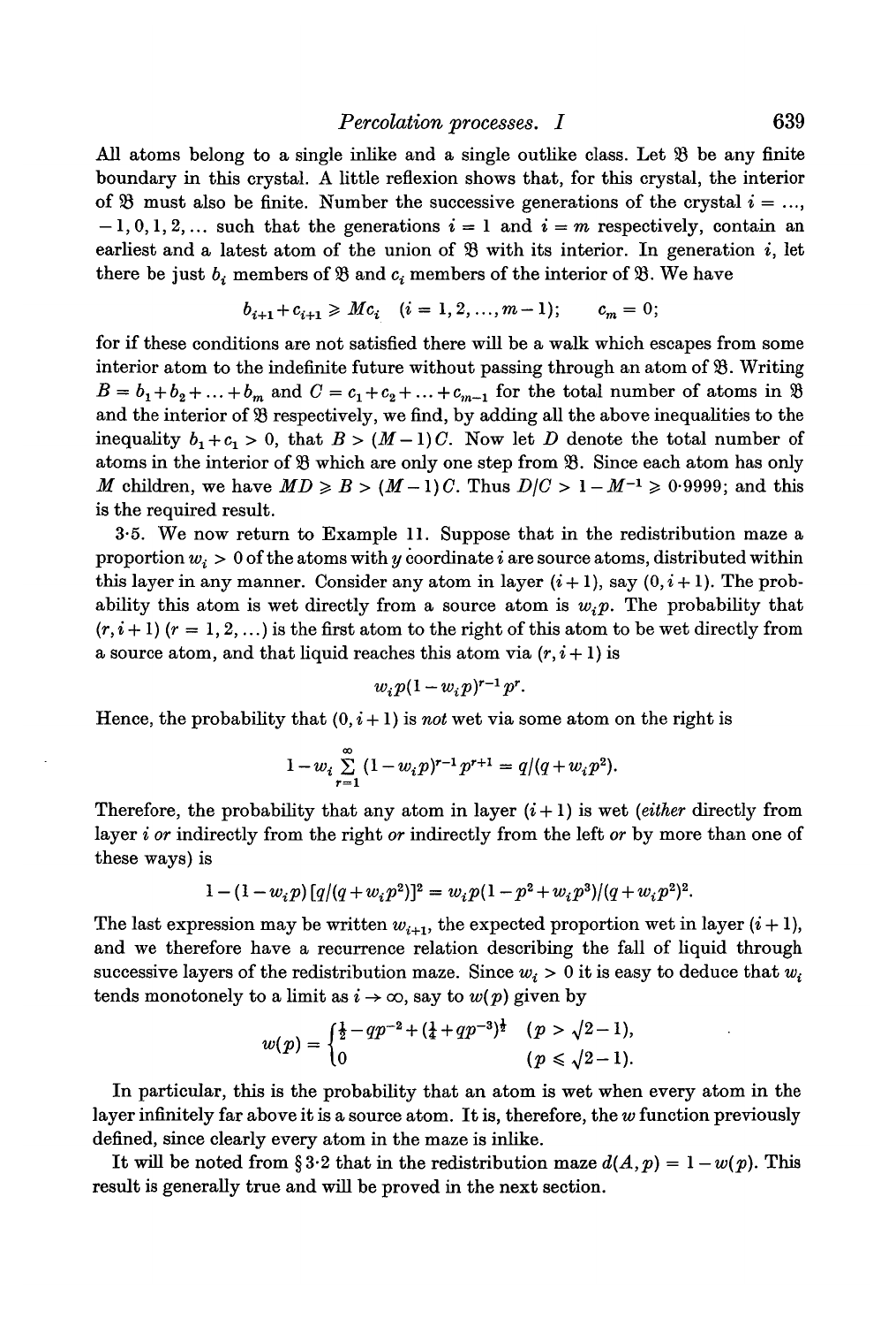All atoms belong to a single inlike and a single outlike class. Let $\mathfrak{B}$ be any finite boundary in this crystal. A little reflexion shows that, for this crystal, the interior of $\mathfrak{B}$ must also be finite. Number the successive generations of the crystal $i = \dots, -1, 0, 1, 2, \dots$ such that the generations $i = 1$ and $i = m$ respectively, contain an earliest and a latest atom of the union of $\mathfrak{B}$ with its interior. In generation $i$, let there be just $b_i$ members of $\mathfrak{B}$ and $c_i$ members of the interior of $\mathfrak{B}$. We have

$$b_{i+1} + c_{i+1} \geqslant Mc_i \quad (i = 1, 2, \dots, m-1); \qquad c_m = 0;$$

for if these conditions are not satisfied there will be a walk which escapes from some interior atom to the indefinite future without passing through an atom of $\mathfrak{B}$. Writing $B = b_1 + b_2 + \dots + b_m$ and $C = c_1 + c_2 + \dots + c_{m-1}$ for the total number of atoms in $\mathfrak{B}$ and the interior of $\mathfrak{B}$ respectively, we find, by adding all the above inequalities to the inequality $b_1 + c_1 > 0$, that $B > (M-1)C$. Now let $D$ denote the total number of atoms in the interior of $\mathfrak{B}$ which are only one step from $\mathfrak{B}$. Since each atom has only $M$ children, we have $MD \geqslant B > (M-1)C$. Thus $D/C > 1 - M^{-1} \geqslant 0{\cdot}9999$; and this is the required result.

3·5. We now return to Example 11. Suppose that in the redistribution maze a proportion $w_i > 0$ of the atoms with $y$ coordinate $i$ are source atoms, distributed within this layer in any manner. Consider any atom in layer $(i+1)$, say $(0, i+1)$. The probability this atom is wet directly from a source atom is $w_i p$. The probability that $(r, i+1)$ $(r = 1, 2, \dots)$ is the first atom to the right of this atom to be wet directly from a source atom, and that liquid reaches this atom via $(r, i+1)$ is

$$w_i p (1 - w_i p)^{r-1} p^r.$$

Hence, the probability that $(0, i+1)$ is *not* wet via some atom on the right is

$$1 - w_i \sum_{r=1}^{\infty} (1 - w_i p)^{r-1} p^{r+1} = q/(q + w_i p^2).$$

Therefore, the probability that any atom in layer $(i+1)$ is wet (*either* directly from layer $i$ *or* indirectly from the right *or* indirectly from the left *or* by more than one of these ways) is

$$1 - (1 - w_i p)\,[q/(q + w_i p^2)]^2 = w_i p (1 - p^2 + w_i p^3)/(q + w_i p^2)^2.$$

The last expression may be written $w_{i+1}$, the expected proportion wet in layer $(i+1)$, and we therefore have a recurrence relation describing the fall of liquid through successive layers of the redistribution maze. Since $w_i > 0$ it is easy to deduce that $w_i$ tends monotonely to a limit as $i \to \infty$, say to $w(p)$ given by

$$w(p) = \begin{cases} \tfrac{1}{2} - qp^{-2} + (\tfrac{1}{4} + qp^{-3})^{\frac{1}{2}} & (p > \sqrt{2} - 1), \\ 0 & (p \leqslant \sqrt{2} - 1). \end{cases}$$

In particular, this is the probability that an atom is wet when every atom in the layer infinitely far above it is a source atom. It is, therefore, the $w$ function previously defined, since clearly every atom in the maze is inlike.

It will be noted from § 3·2 that in the redistribution maze $d(A, p) = 1 - w(p)$. This result is generally true and will be proved in the next section.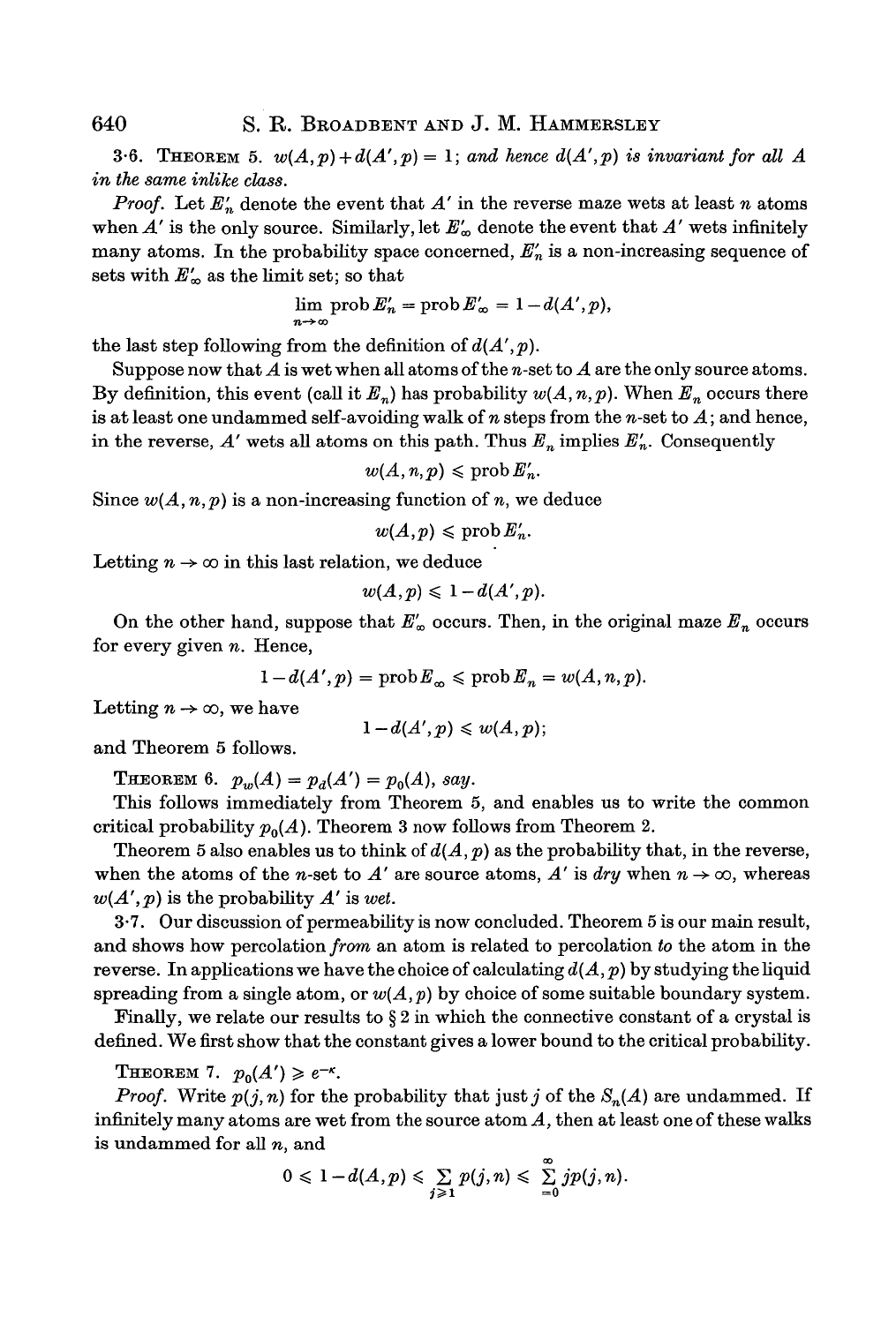3·6. THEOREM 5. $w(A,p)+d(A',p) = 1$; *and hence* $d(A',p)$ *is invariant for all* $A$ *in the same inlike class.*

*Proof.* Let $E'_n$ denote the event that $A'$ in the reverse maze wets at least $n$ atoms when $A'$ is the only source. Similarly, let $E'_\infty$ denote the event that $A'$ wets infinitely many atoms. In the probability space concerned, $E'_n$ is a non-increasing sequence of sets with $E'_\infty$ as the limit set; so that

$$\lim_{n\to\infty} \operatorname{prob} E'_n = \operatorname{prob} E'_\infty = 1 - d(A',p),$$

the last step following from the definition of $d(A',p)$.

Suppose now that $A$ is wet when all atoms of the $n$-set to $A$ are the only source atoms. By definition, this event (call it $E_n$) has probability $w(A,n,p)$. When $E_n$ occurs there is at least one undammed self-avoiding walk of $n$ steps from the $n$-set to $A$; and hence, in the reverse, $A'$ wets all atoms on this path. Thus $E_n$ implies $E'_n$. Consequently

$$w(A,n,p) \leqslant \operatorname{prob} E'_n.$$

Since $w(A,n,p)$ is a non-increasing function of $n$, we deduce

$$w(A,p) \leqslant \operatorname{prob} E'_n.$$

Letting $n \to \infty$ in this last relation, we deduce

$$w(A,p) \leqslant 1 - d(A',p).$$

On the other hand, suppose that $E'_\infty$ occurs. Then, in the original maze $E_n$ occurs for every given $n$. Hence,

$$1 - d(A',p) = \operatorname{prob} E_\infty \leqslant \operatorname{prob} E_n = w(A,n,p).$$

Letting $n \to \infty$, we have

$$1 - d(A',p) \leqslant w(A,p);$$

and Theorem 5 follows.

THEOREM 6. $p_w(A) = p_d(A') = p_0(A)$, *say.*

This follows immediately from Theorem 5, and enables us to write the common critical probability $p_0(A)$. Theorem 3 now follows from Theorem 2.

Theorem 5 also enables us to think of $d(A,p)$ as the probability that, in the reverse, when the atoms of the $n$-set to $A'$ are source atoms, $A'$ is *dry* when $n \to \infty$, whereas $w(A',p)$ is the probability $A'$ is *wet*.

3·7. Our discussion of permeability is now concluded. Theorem 5 is our main result, and shows how percolation *from* an atom is related to percolation *to* the atom in the reverse. In applications we have the choice of calculating $d(A,p)$ by studying the liquid spreading from a single atom, or $w(A,p)$ by choice of some suitable boundary system.

Finally, we relate our results to § 2 in which the connective constant of a crystal is defined. We first show that the constant gives a lower bound to the critical probability.

THEOREM 7. $p_0(A') \geqslant e^{-\kappa}$.

*Proof.* Write $p(j,n)$ for the probability that just $j$ of the $S_n(A)$ are undammed. If infinitely many atoms are wet from the source atom $A$, then at least one of these walks is undammed for all $n$, and

$$0 \leqslant 1 - d(A,p) \leqslant \sum_{j\geqslant 1} p(j,n) \leqslant \sum_{=0}^{\infty} jp(j,n).$$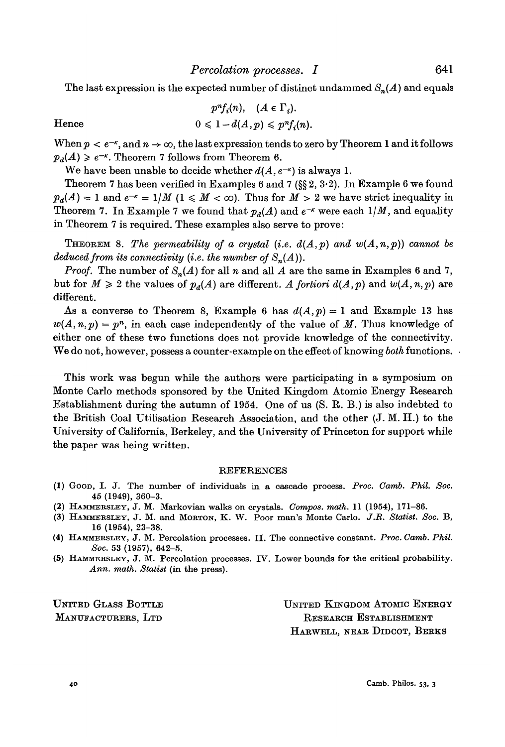The last expression is the expected number of distinct undammed $S_n(A)$ and equals

$$p^n f_i(n), \quad (A \in \Gamma_i).$$

Hence
$$0 \leqslant 1 - d(A,p) \leqslant p^n f_i(n).$$

When $p < e^{-\kappa}$, and $n \to \infty$, the last expression tends to zero by Theorem 1 and it follows $p_d(A) \geqslant e^{-\kappa}$. Theorem 7 follows from Theorem 6.

We have been unable to decide whether $d(A, e^{-\kappa})$ is always 1.

Theorem 7 has been verified in Examples 6 and 7 (§§ 2, 3·2). In Example 6 we found $p_d(A) = 1$ and $e^{-\kappa} = 1/M$ $(1 \leqslant M < \infty)$. Thus for $M > 2$ we have strict inequality in Theorem 7. In Example 7 we found that $p_d(A)$ and $e^{-\kappa}$ were each $1/M$, and equality in Theorem 7 is required. These examples also serve to prove:

THEOREM 8. *The permeability of a crystal (i.e. $d(A,p)$ and $w(A,n,p)$) cannot be deduced from its connectivity (i.e. the number of $S_n(A)$).*

*Proof.* The number of $S_n(A)$ for all $n$ and all $A$ are the same in Examples 6 and 7, but for $M \geqslant 2$ the values of $p_d(A)$ are different. *A fortiori* $d(A,p)$ and $w(A,n,p)$ are different.

As a converse to Theorem 8, Example 6 has $d(A,p) = 1$ and Example 13 has $w(A,n,p) = p^n$, in each case independently of the value of $M$. Thus knowledge of either one of these two functions does not provide knowledge of the connectivity. We do not, however, possess a counter-example on the effect of knowing *both* functions.

This work was begun while the authors were participating in a symposium on Monte Carlo methods sponsored by the United Kingdom Atomic Energy Research Establishment during the autumn of 1954. One of us (S. R. B.) is also indebted to the British Coal Utilisation Research Association, and the other (J. M. H.) to the University of California, Berkeley, and the University of Princeton for support while the paper was being written.

## REFERENCES

(1) GOOD, I. J. The number of individuals in a cascade process. *Proc. Camb. Phil. Soc.* 45 (1949), 360–3.

(2) HAMMERSLEY, J. M. Markovian walks on crystals. *Compos. math.* 11 (1954), 171–86.

(3) HAMMERSLEY, J. M. and MORTON, K. W. Poor man's Monte Carlo. *J.R. Statist. Soc.* B, 16 (1954), 23–38.

(4) HAMMERSLEY, J. M. Percolation processes. II. The connective constant. *Proc. Camb. Phil. Soc.* 53 (1957), 642–5.

(5) HAMMERSLEY, J. M. Percolation processes. IV. Lower bounds for the critical probability. *Ann. math. Statist* (in the press).

UNITED GLASS BOTTLE
MANUFACTURERS, LTD

UNITED KINGDOM ATOMIC ENERGY
RESEARCH ESTABLISHMENT
HARWELL, NEAR DIDCOT, BERKS